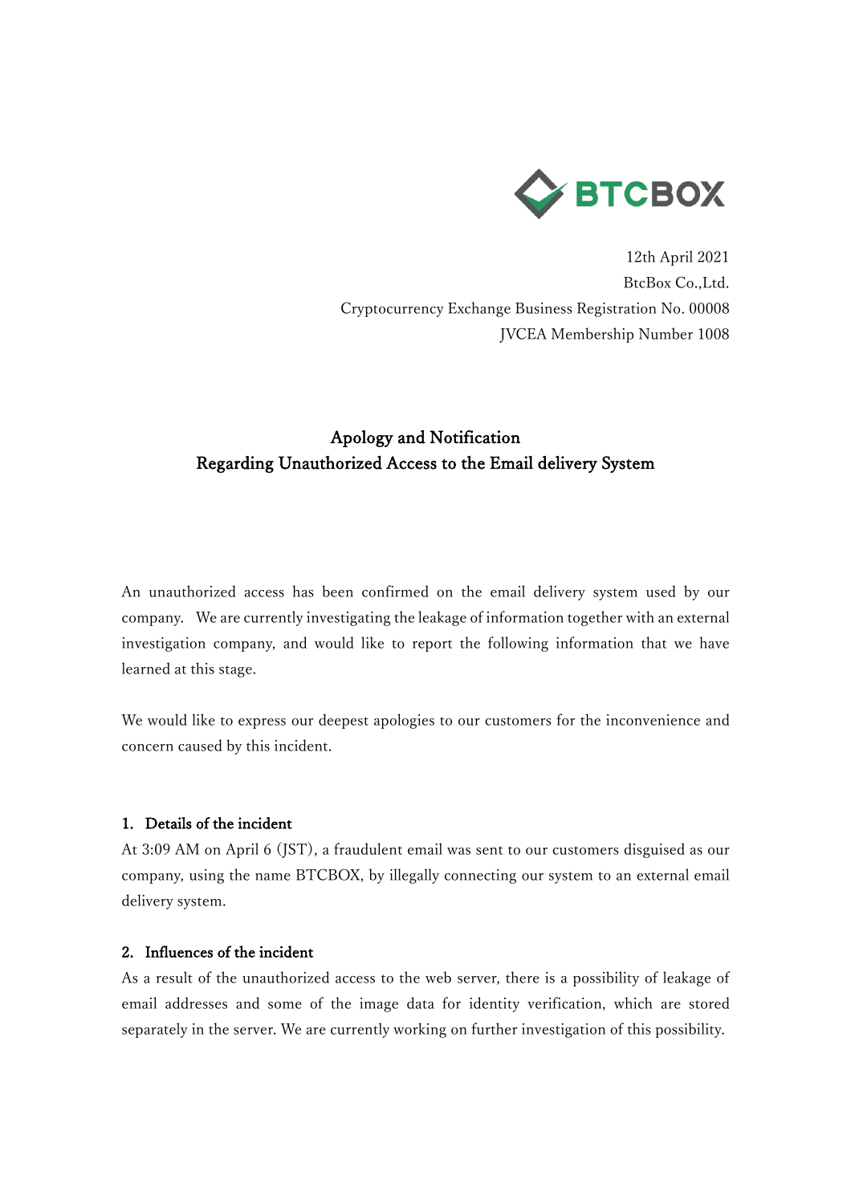BTCBOX

12th April 2021
BtcBox Co.,Ltd.
Cryptocurrency Exchange Business Registration No. 00008
JVCEA Membership Number 1008

# Apology and Notification
# Regarding Unauthorized Access to the Email delivery System

An unauthorized access has been confirmed on the email delivery system used by our company. We are currently investigating the leakage of information together with an external investigation company, and would like to report the following information that we have learned at this stage.

We would like to express our deepest apologies to our customers for the inconvenience and concern caused by this incident.

## 1. Details of the incident

At 3:09 AM on April 6 (JST), a fraudulent email was sent to our customers disguised as our company, using the name BTCBOX, by illegally connecting our system to an external email delivery system.

## 2. Influences of the incident

As a result of the unauthorized access to the web server, there is a possibility of leakage of email addresses and some of the image data for identity verification, which are stored separately in the server. We are currently working on further investigation of this possibility.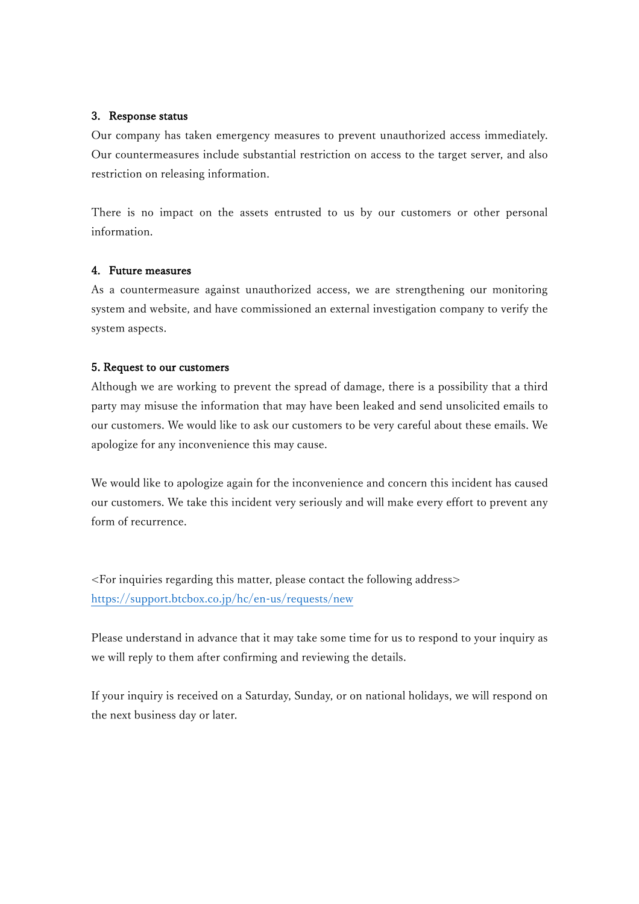### 3. Response status

Our company has taken emergency measures to prevent unauthorized access immediately. Our countermeasures include substantial restriction on access to the target server, and also restriction on releasing information.

There is no impact on the assets entrusted to us by our customers or other personal information.

### 4. Future measures

As a countermeasure against unauthorized access, we are strengthening our monitoring system and website, and have commissioned an external investigation company to verify the system aspects.

### 5. Request to our customers

Although we are working to prevent the spread of damage, there is a possibility that a third party may misuse the information that may have been leaked and send unsolicited emails to our customers. We would like to ask our customers to be very careful about these emails. We apologize for any inconvenience this may cause.

We would like to apologize again for the inconvenience and concern this incident has caused our customers. We take this incident very seriously and will make every effort to prevent any form of recurrence.

<For inquiries regarding this matter, please contact the following address>
https://support.btcbox.co.jp/hc/en-us/requests/new

Please understand in advance that it may take some time for us to respond to your inquiry as we will reply to them after confirming and reviewing the details.

If your inquiry is received on a Saturday, Sunday, or on national holidays, we will respond on the next business day or later.